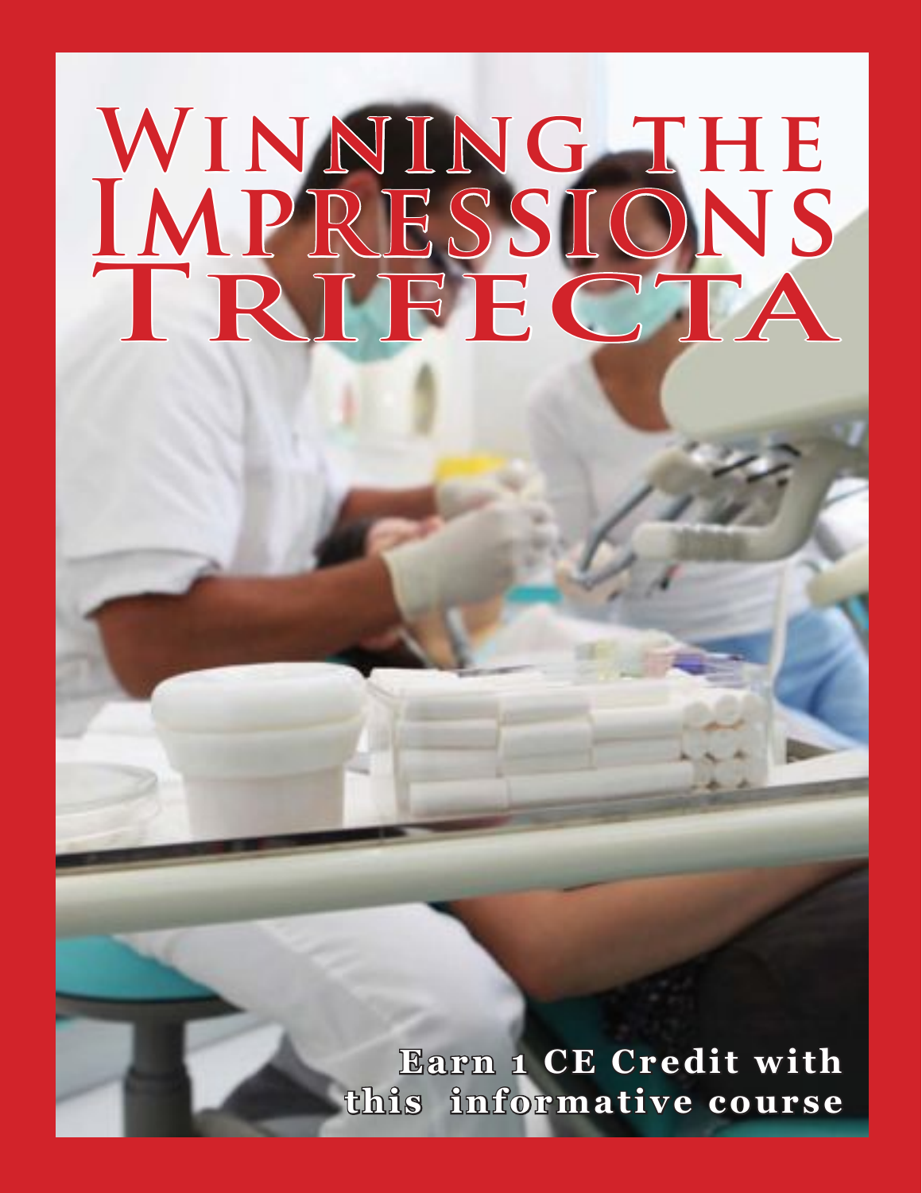# Winning the Impressions Trifecta

**Earn 1 CE Credit with this informative course**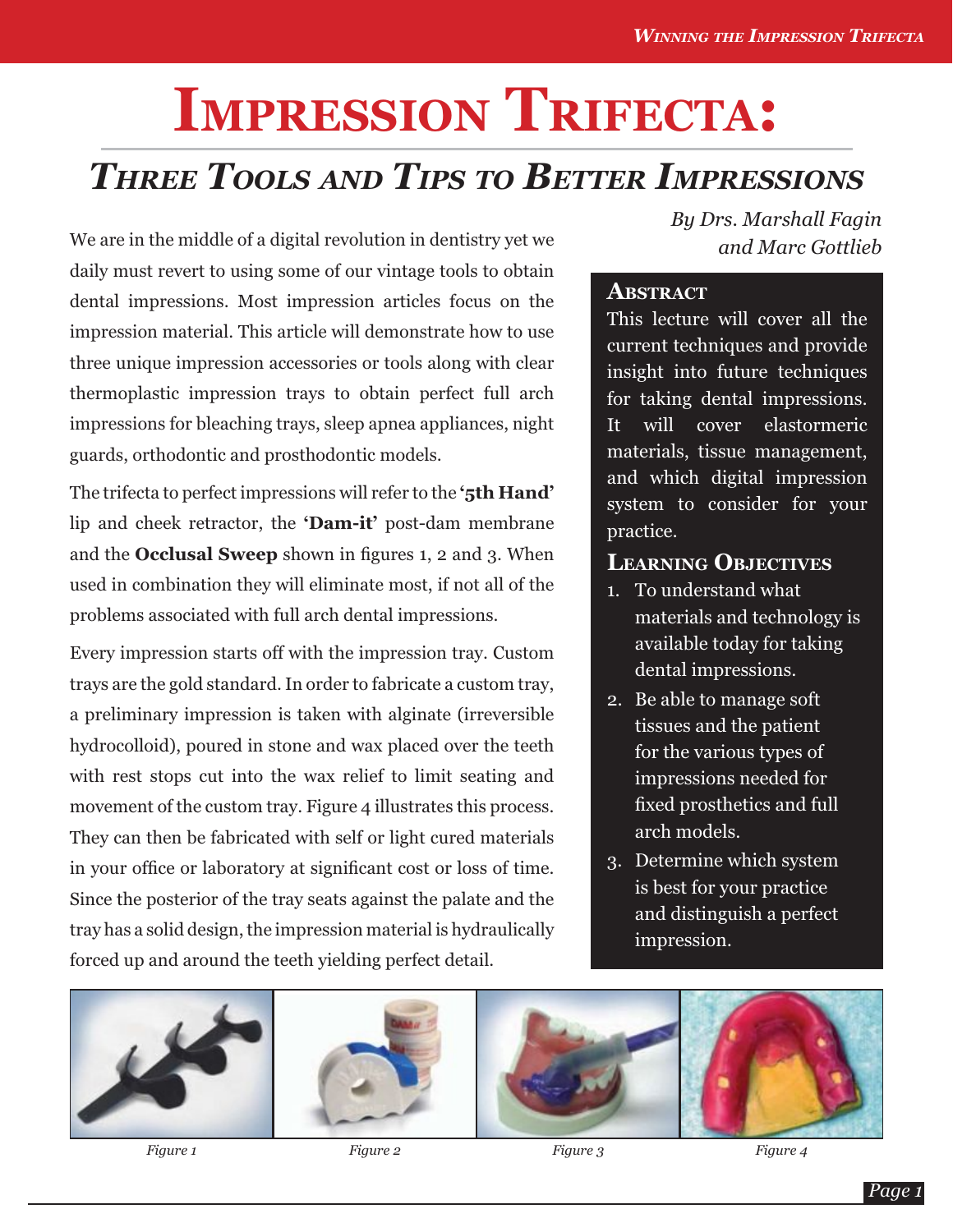# Impression Trifecta:

## *Three Tools and Tips to Better Impressions*

*By Drs. Marshall Fagin and Marc Gottlieb*

We are in the middle of a digital revolution in dentistry yet we daily must revert to using some of our vintage tools to obtain dental impressions. Most impression articles focus on the impression material. This article will demonstrate how to use three unique impression accessories or tools along with clear thermoplastic impression trays to obtain perfect full arch impressions for bleaching trays, sleep apnea appliances, night guards, orthodontic and prosthodontic models.

The trifecta to perfect impressions will refer to the **'5th Hand'** lip and cheek retractor, the **'Dam-it'** post-dam membrane and the **Occlusal Sweep** shown in figures 1, 2 and 3. When used in combination they will eliminate most, if not all of the problems associated with full arch dental impressions.

Every impression starts off with the impression tray. Custom trays are the gold standard. In order to fabricate a custom tray, a preliminary impression is taken with alginate (irreversible hydrocolloid), poured in stone and wax placed over the teeth with rest stops cut into the wax relief to limit seating and movement of the custom tray. Figure 4 illustrates this process. They can then be fabricated with self or light cured materials in your office or laboratory at significant cost or loss of time. Since the posterior of the tray seats against the palate and the tray has a solid design, the impression material is hydraulically forced up and around the teeth yielding perfect detail.

### Abstract

This lecture will cover all the current techniques and provide insight into future techniques for taking dental impressions. It will cover elastormeric materials, tissue management, and which digital impression system to consider for your practice.

### Learning Objectives

1. To understand what materials and technology is available today for taking dental impressions.
2. Be able to manage soft tissues and the patient for the various types of impressions needed for fixed prosthetics and full arch models.
3. Determine which system is best for your practice and distinguish a perfect impression.

*Figure 1*

*Figure 2*

*Figure 3*

*Figure 4*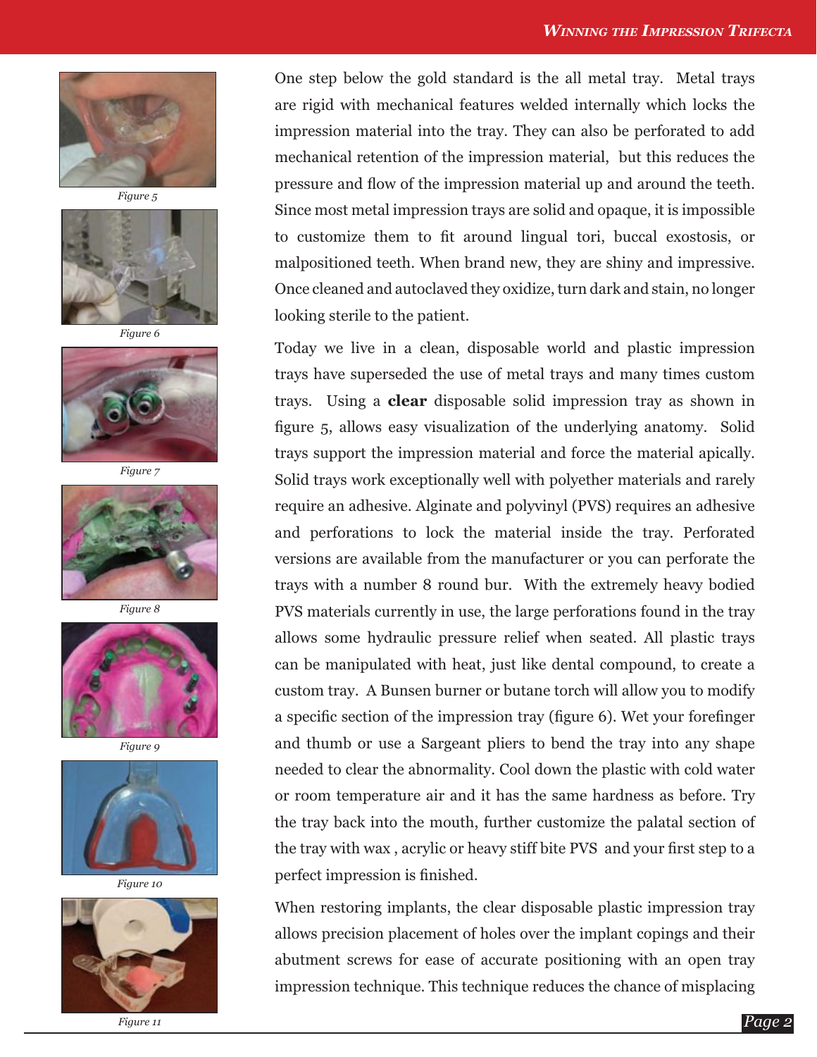Figure 5

Figure 6

Figure 7

Figure 8

Figure 9

Figure 10

Figure 11

One step below the gold standard is the all metal tray. Metal trays are rigid with mechanical features welded internally which locks the impression material into the tray. They can also be perforated to add mechanical retention of the impression material, but this reduces the pressure and flow of the impression material up and around the teeth. Since most metal impression trays are solid and opaque, it is impossible to customize them to fit around lingual tori, buccal exostosis, or malpositioned teeth. When brand new, they are shiny and impressive. Once cleaned and autoclaved they oxidize, turn dark and stain, no longer looking sterile to the patient.

Today we live in a clean, disposable world and plastic impression trays have superseded the use of metal trays and many times custom trays. Using a **clear** disposable solid impression tray as shown in figure 5, allows easy visualization of the underlying anatomy. Solid trays support the impression material and force the material apically. Solid trays work exceptionally well with polyether materials and rarely require an adhesive. Alginate and polyvinyl (PVS) requires an adhesive and perforations to lock the material inside the tray. Perforated versions are available from the manufacturer or you can perforate the trays with a number 8 round bur. With the extremely heavy bodied PVS materials currently in use, the large perforations found in the tray allows some hydraulic pressure relief when seated. All plastic trays can be manipulated with heat, just like dental compound, to create a custom tray. A Bunsen burner or butane torch will allow you to modify a specific section of the impression tray (figure 6). Wet your forefinger and thumb or use a Sargeant pliers to bend the tray into any shape needed to clear the abnormality. Cool down the plastic with cold water or room temperature air and it has the same hardness as before. Try the tray back into the mouth, further customize the palatal section of the tray with wax , acrylic or heavy stiff bite PVS and your first step to a perfect impression is finished.

When restoring implants, the clear disposable plastic impression tray allows precision placement of holes over the implant copings and their abutment screws for ease of accurate positioning with an open tray impression technique. This technique reduces the chance of misplacing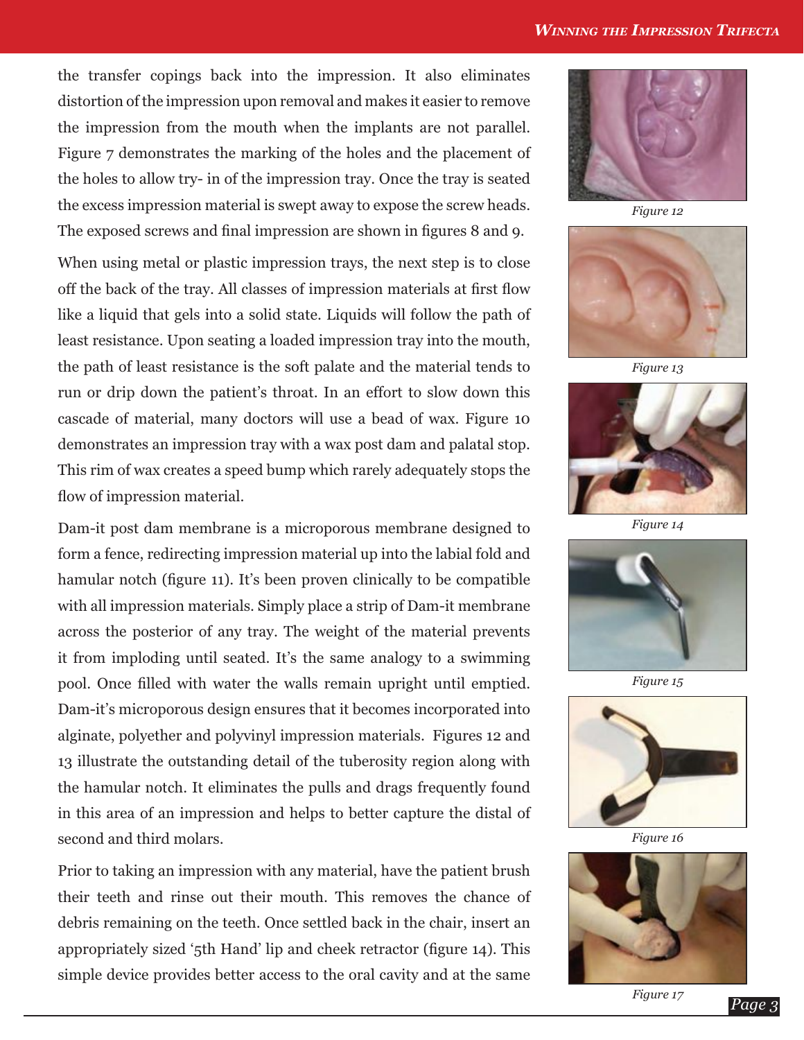the transfer copings back into the impression. It also eliminates distortion of the impression upon removal and makes it easier to remove the impression from the mouth when the implants are not parallel. Figure 7 demonstrates the marking of the holes and the placement of the holes to allow try- in of the impression tray. Once the tray is seated the excess impression material is swept away to expose the screw heads. The exposed screws and final impression are shown in figures 8 and 9.

When using metal or plastic impression trays, the next step is to close off the back of the tray. All classes of impression materials at first flow like a liquid that gels into a solid state. Liquids will follow the path of least resistance. Upon seating a loaded impression tray into the mouth, the path of least resistance is the soft palate and the material tends to run or drip down the patient's throat. In an effort to slow down this cascade of material, many doctors will use a bead of wax. Figure 10 demonstrates an impression tray with a wax post dam and palatal stop. This rim of wax creates a speed bump which rarely adequately stops the flow of impression material.

Dam-it post dam membrane is a microporous membrane designed to form a fence, redirecting impression material up into the labial fold and hamular notch (figure 11). It's been proven clinically to be compatible with all impression materials. Simply place a strip of Dam-it membrane across the posterior of any tray. The weight of the material prevents it from imploding until seated. It's the same analogy to a swimming pool. Once filled with water the walls remain upright until emptied. Dam-it's microporous design ensures that it becomes incorporated into alginate, polyether and polyvinyl impression materials. Figures 12 and 13 illustrate the outstanding detail of the tuberosity region along with the hamular notch. It eliminates the pulls and drags frequently found in this area of an impression and helps to better capture the distal of second and third molars.

Prior to taking an impression with any material, have the patient brush their teeth and rinse out their mouth. This removes the chance of debris remaining on the teeth. Once settled back in the chair, insert an appropriately sized '5th Hand' lip and cheek retractor (figure 14). This simple device provides better access to the oral cavity and at the same

*Figure 12*

*Figure 13*

*Figure 14*

*Figure 15*

*Figure 16*

*Figure 17*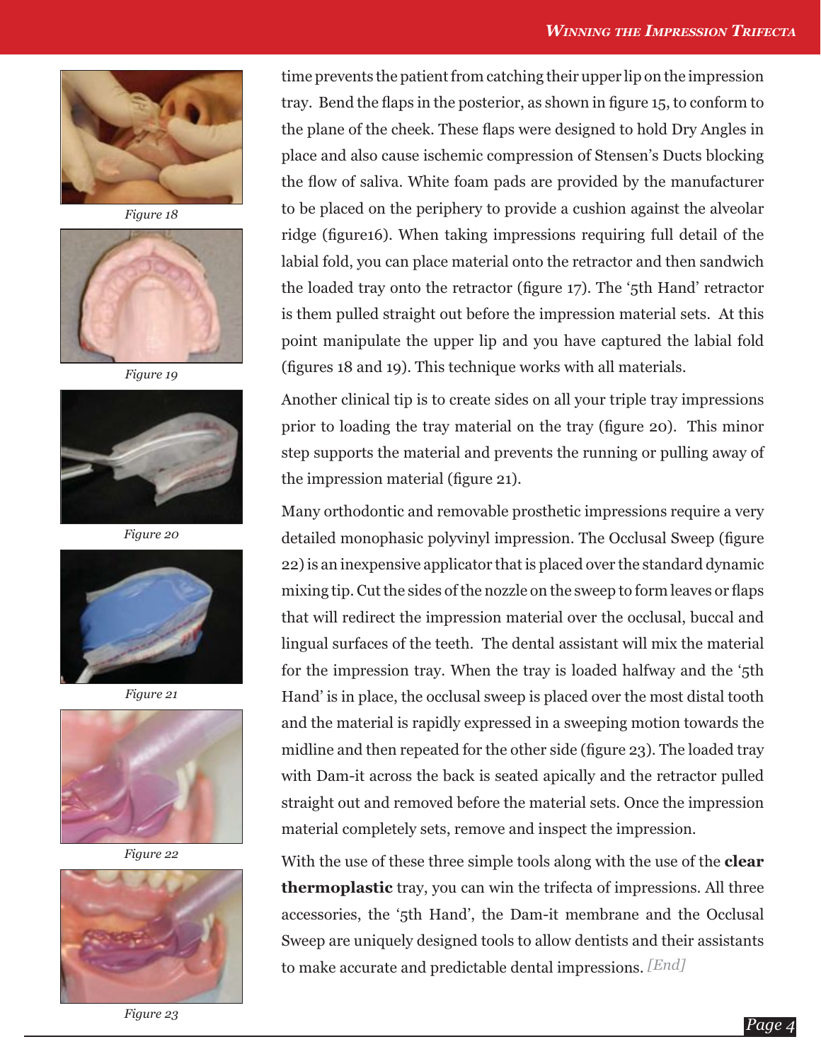Figure 18

Figure 19

Figure 20

Figure 21

Figure 22

Figure 23

time prevents the patient from catching their upper lip on the impression tray. Bend the flaps in the posterior, as shown in figure 15, to conform to the plane of the cheek. These flaps were designed to hold Dry Angles in place and also cause ischemic compression of Stensen's Ducts blocking the flow of saliva. White foam pads are provided by the manufacturer to be placed on the periphery to provide a cushion against the alveolar ridge (figure16). When taking impressions requiring full detail of the labial fold, you can place material onto the retractor and then sandwich the loaded tray onto the retractor (figure 17). The '5th Hand' retractor is them pulled straight out before the impression material sets. At this point manipulate the upper lip and you have captured the labial fold (figures 18 and 19). This technique works with all materials.

Another clinical tip is to create sides on all your triple tray impressions prior to loading the tray material on the tray (figure 20). This minor step supports the material and prevents the running or pulling away of the impression material (figure 21).

Many orthodontic and removable prosthetic impressions require a very detailed monophasic polyvinyl impression. The Occlusal Sweep (figure 22) is an inexpensive applicator that is placed over the standard dynamic mixing tip. Cut the sides of the nozzle on the sweep to form leaves or flaps that will redirect the impression material over the occlusal, buccal and lingual surfaces of the teeth. The dental assistant will mix the material for the impression tray. When the tray is loaded halfway and the '5th Hand' is in place, the occlusal sweep is placed over the most distal tooth and the material is rapidly expressed in a sweeping motion towards the midline and then repeated for the other side (figure 23). The loaded tray with Dam-it across the back is seated apically and the retractor pulled straight out and removed before the material sets. Once the impression material completely sets, remove and inspect the impression.

With the use of these three simple tools along with the use of the **clear thermoplastic** tray, you can win the trifecta of impressions. All three accessories, the '5th Hand', the Dam-it membrane and the Occlusal Sweep are uniquely designed tools to allow dentists and their assistants to make accurate and predictable dental impressions. *[End]*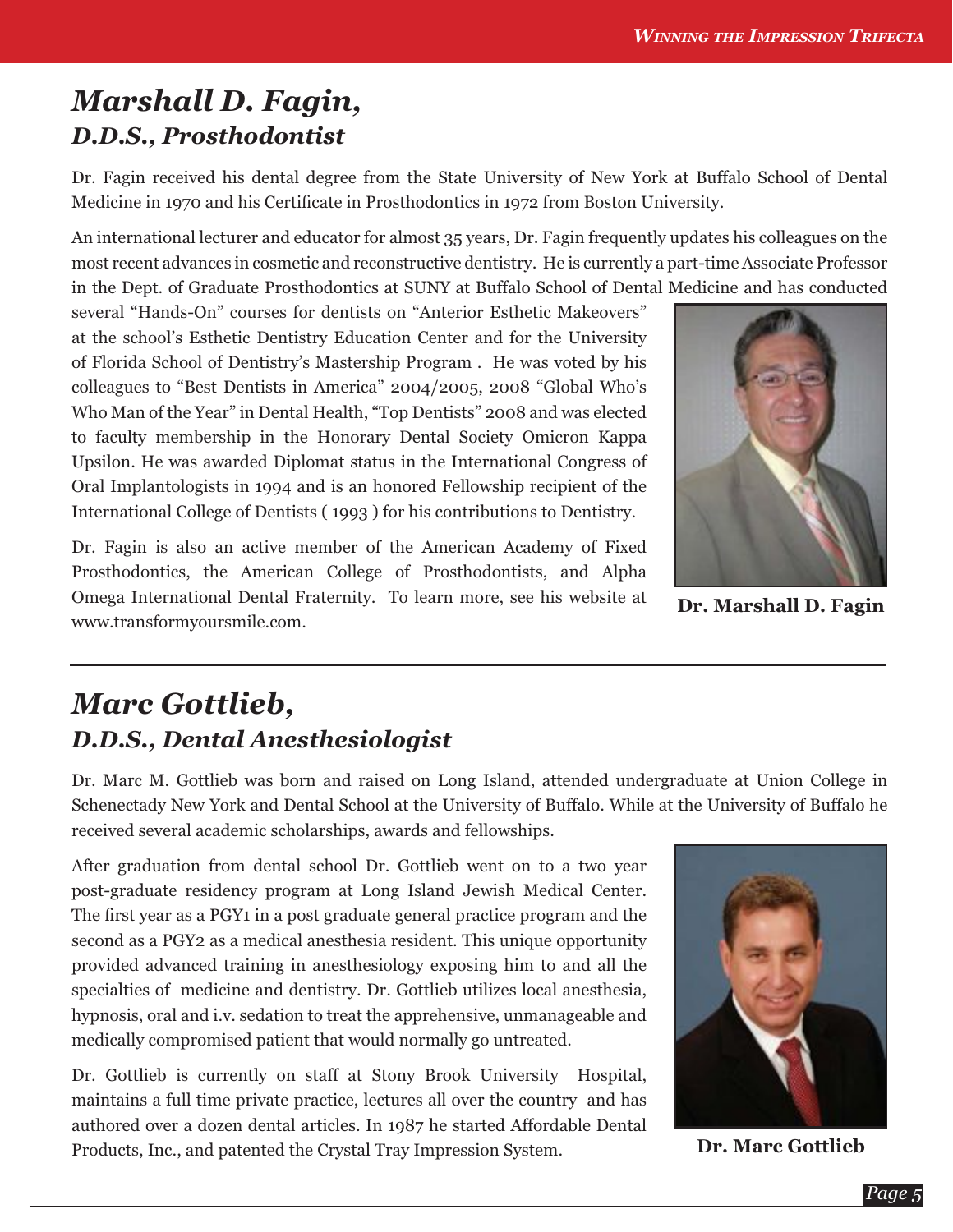## *Marshall D. Fagin,*
### *D.D.S., Prosthodontist*

Dr. Fagin received his dental degree from the State University of New York at Buffalo School of Dental Medicine in 1970 and his Certificate in Prosthodontics in 1972 from Boston University.

An international lecturer and educator for almost 35 years, Dr. Fagin frequently updates his colleagues on the most recent advances in cosmetic and reconstructive dentistry. He is currently a part-time Associate Professor in the Dept. of Graduate Prosthodontics at SUNY at Buffalo School of Dental Medicine and has conducted several "Hands-On" courses for dentists on "Anterior Esthetic Makeovers" at the school's Esthetic Dentistry Education Center and for the University of Florida School of Dentistry's Mastership Program . He was voted by his colleagues to "Best Dentists in America" 2004/2005, 2008 "Global Who's Who Man of the Year" in Dental Health, "Top Dentists" 2008 and was elected to faculty membership in the Honorary Dental Society Omicron Kappa Upsilon. He was awarded Diplomat status in the International Congress of Oral Implantologists in 1994 and is an honored Fellowship recipient of the International College of Dentists ( 1993 ) for his contributions to Dentistry.

Dr. Fagin is also an active member of the American Academy of Fixed Prosthodontics, the American College of Prosthodontists, and Alpha Omega International Dental Fraternity. To learn more, see his website at www.transformyoursmile.com.

**Dr. Marshall D. Fagin**

## *Marc Gottlieb,*
### *D.D.S., Dental Anesthesiologist*

Dr. Marc M. Gottlieb was born and raised on Long Island, attended undergraduate at Union College in Schenectady New York and Dental School at the University of Buffalo. While at the University of Buffalo he received several academic scholarships, awards and fellowships.

After graduation from dental school Dr. Gottlieb went on to a two year post-graduate residency program at Long Island Jewish Medical Center. The first year as a PGY1 in a post graduate general practice program and the second as a PGY2 as a medical anesthesia resident. This unique opportunity provided advanced training in anesthesiology exposing him to and all the specialties of medicine and dentistry. Dr. Gottlieb utilizes local anesthesia, hypnosis, oral and i.v. sedation to treat the apprehensive, unmanageable and medically compromised patient that would normally go untreated.

Dr. Gottlieb is currently on staff at Stony Brook University Hospital, maintains a full time private practice, lectures all over the country and has authored over a dozen dental articles. In 1987 he started Affordable Dental Products, Inc., and patented the Crystal Tray Impression System.

**Dr. Marc Gottlieb**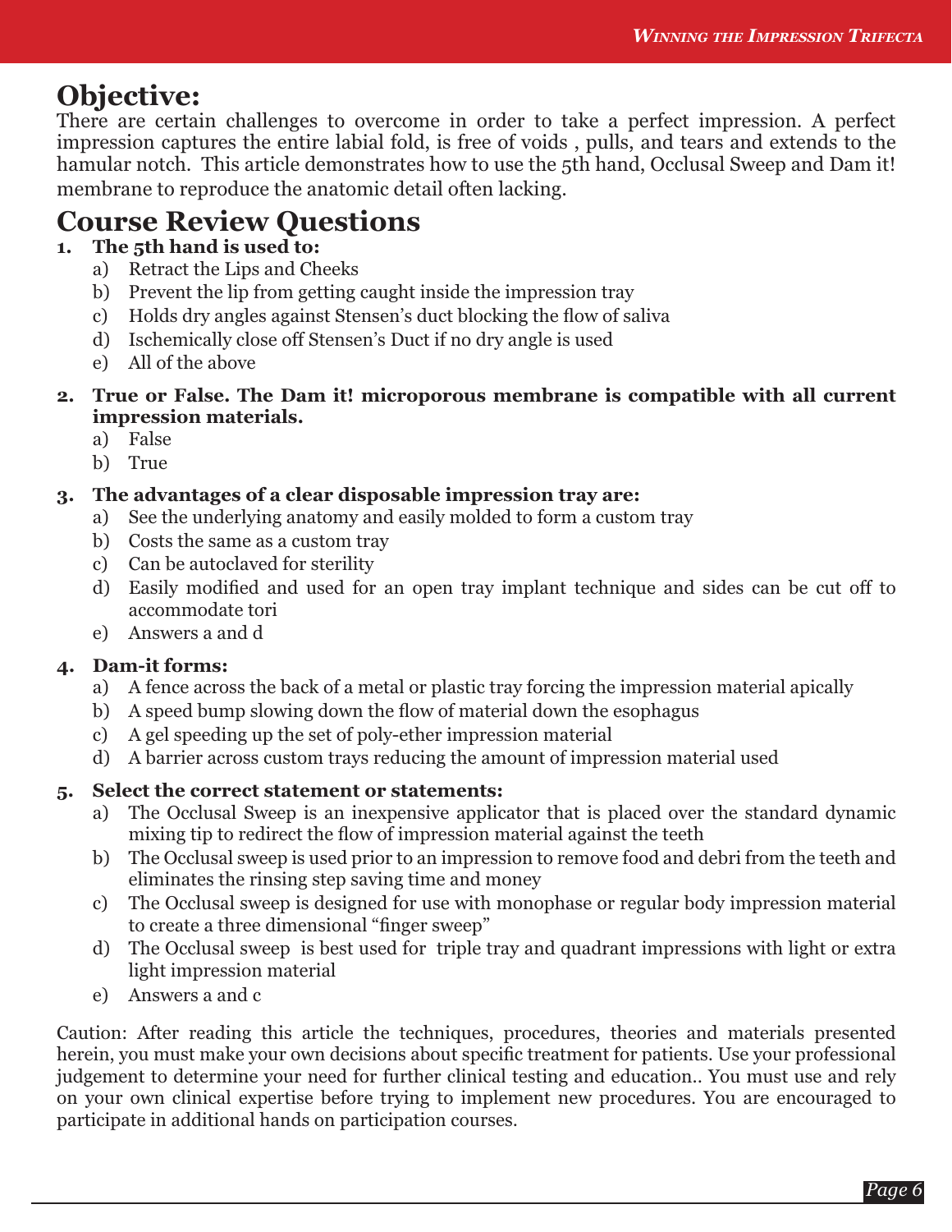# Objective:

There are certain challenges to overcome in order to take a perfect impression. A perfect impression captures the entire labial fold, is free of voids , pulls, and tears and extends to the hamular notch. This article demonstrates how to use the 5th hand, Occlusal Sweep and Dam it! membrane to reproduce the anatomic detail often lacking.

# Course Review Questions

1. **The 5th hand is used to:**
   a) Retract the Lips and Cheeks
   b) Prevent the lip from getting caught inside the impression tray
   c) Holds dry angles against Stensen's duct blocking the flow of saliva
   d) Ischemically close off Stensen's Duct if no dry angle is used
   e) All of the above

2. **True or False. The Dam it! microporous membrane is compatible with all current impression materials.**
   a) False
   b) True

3. **The advantages of a clear disposable impression tray are:**
   a) See the underlying anatomy and easily molded to form a custom tray
   b) Costs the same as a custom tray
   c) Can be autoclaved for sterility
   d) Easily modified and used for an open tray implant technique and sides can be cut off to accommodate tori
   e) Answers a and d

4. **Dam-it forms:**
   a) A fence across the back of a metal or plastic tray forcing the impression material apically
   b) A speed bump slowing down the flow of material down the esophagus
   c) A gel speeding up the set of poly-ether impression material
   d) A barrier across custom trays reducing the amount of impression material used

5. **Select the correct statement or statements:**
   a) The Occlusal Sweep is an inexpensive applicator that is placed over the standard dynamic mixing tip to redirect the flow of impression material against the teeth
   b) The Occlusal sweep is used prior to an impression to remove food and debri from the teeth and eliminates the rinsing step saving time and money
   c) The Occlusal sweep is designed for use with monophase or regular body impression material to create a three dimensional "finger sweep"
   d) The Occlusal sweep is best used for triple tray and quadrant impressions with light or extra light impression material
   e) Answers a and c

Caution: After reading this article the techniques, procedures, theories and materials presented herein, you must make your own decisions about specific treatment for patients. Use your professional judgement to determine your need for further clinical testing and education.. You must use and rely on your own clinical expertise before trying to implement new procedures. You are encouraged to participate in additional hands on participation courses.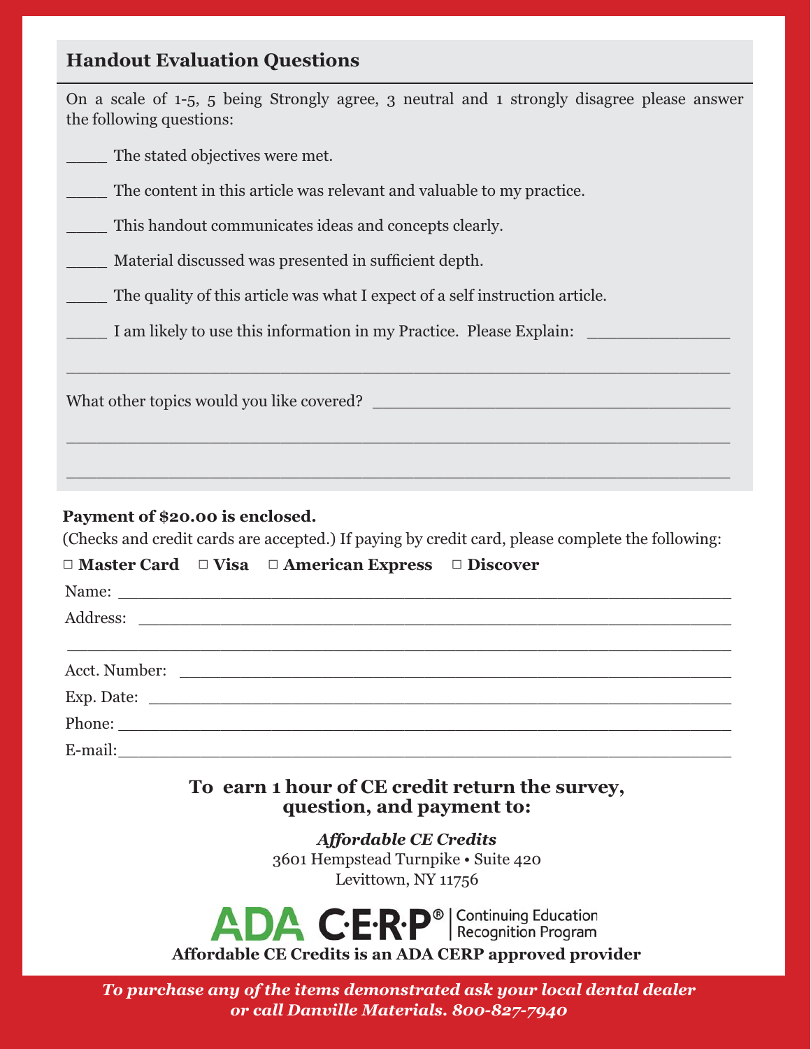## Handout Evaluation Questions

On a scale of 1-5, 5 being Strongly agree, 3 neutral and 1 strongly disagree please answer the following questions:

____ The stated objectives were met.

____ The content in this article was relevant and valuable to my practice.

____ This handout communicates ideas and concepts clearly.

____ Material discussed was presented in sufficient depth.

____ The quality of this article was what I expect of a self instruction article.

____ I am likely to use this information in my Practice. Please Explain: ______________

________________________________________________________________

What other topics would you like covered? ____________________________________

________________________________________________________________

________________________________________________________________

**Payment of $20.00 is enclosed.**

(Checks and credit cards are accepted.) If paying by credit card, please complete the following:

□ **Master Card** □ **Visa** □ **American Express** □ **Discover**

Name: ____________________________________________________________

Address: __________________________________________________________

________________________________________________________________

Acct. Number: ______________________________________________________

Exp. Date: _________________________________________________________

Phone: ____________________________________________________________

E-mail:____________________________________________________________

**To earn 1 hour of CE credit return the survey, question, and payment to:**

***Affordable CE Credits***
3601 Hempstead Turnpike • Suite 420
Levittown, NY 11756

ADA C·E·R·P® | Continuing Education Recognition Program

**Affordable CE Credits is an ADA CERP approved provider**

***To purchase any of the items demonstrated ask your local dental dealer or call Danville Materials. 800-827-7940***